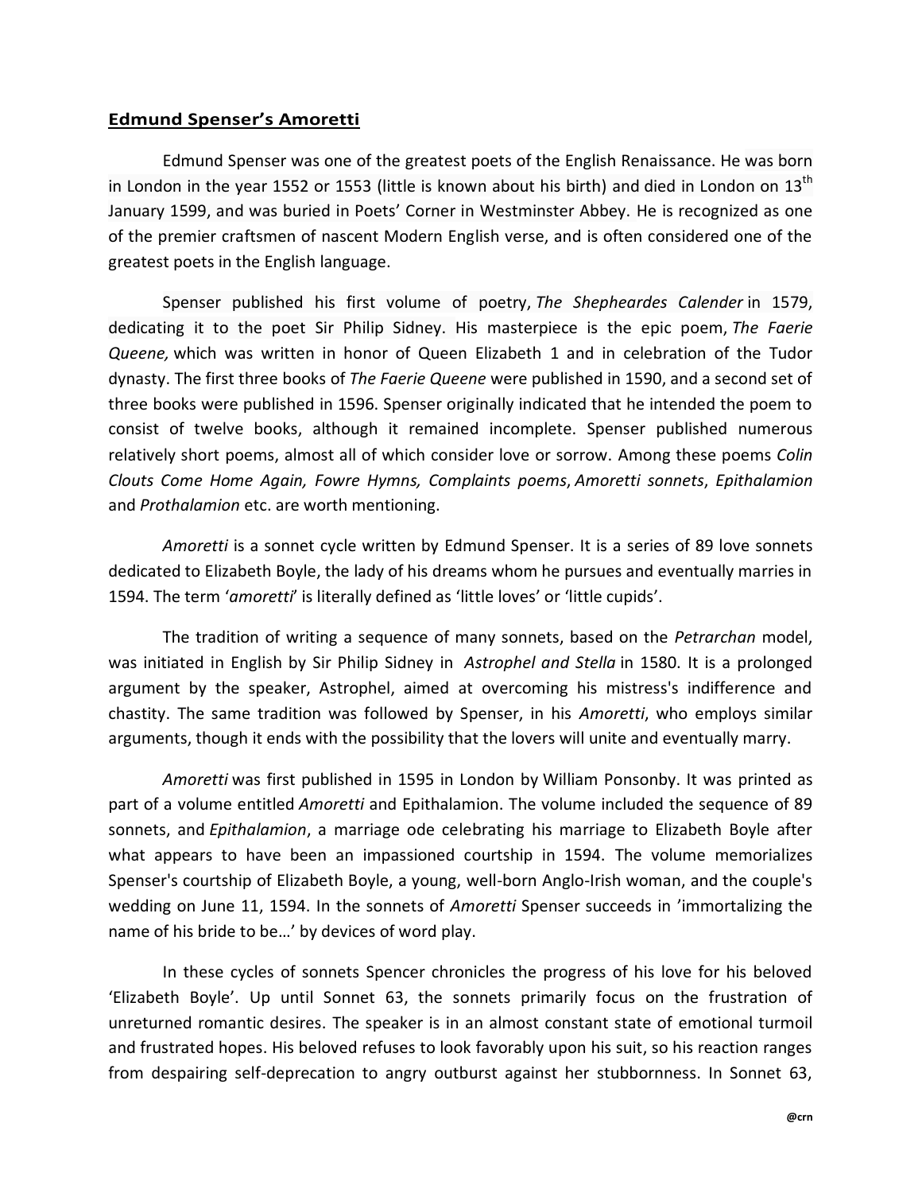**Edmund Spenser's Amoretti**

Edmund Spenser was one of the greatest poets of the English Renaissance. He was born in London in the year 1552 or 1553 (little is known about his birth) and died in London on 13th January 1599, and was buried in Poets' Corner in Westminster Abbey. He is recognized as one of the premier craftsmen of nascent Modern English verse, and is often considered one of the greatest poets in the English language.

Spenser published his first volume of poetry, *The Shepheardes Calender* in 1579, dedicating it to the poet Sir Philip Sidney. His masterpiece is the epic poem, *The Faerie Queene,* which was written in honor of Queen Elizabeth 1 and in celebration of the Tudor dynasty. The first three books of *The Faerie Queene* were published in 1590, and a second set of three books were published in 1596. Spenser originally indicated that he intended the poem to consist of twelve books, although it remained incomplete. Spenser published numerous relatively short poems, almost all of which consider love or sorrow. Among these poems *Colin Clouts Come Home Again, Fowre Hymns, Complaints poems*, *Amoretti sonnets*, *Epithalamion* and *Prothalamion* etc. are worth mentioning.

*Amoretti* is a sonnet cycle written by Edmund Spenser. It is a series of 89 love sonnets dedicated to Elizabeth Boyle, the lady of his dreams whom he pursues and eventually marries in 1594. The term '*amoretti*' is literally defined as 'little loves' or 'little cupids'.

The tradition of writing a sequence of many sonnets, based on the *Petrarchan* model, was initiated in English by Sir Philip Sidney in *Astrophel and Stella* in 1580. It is a prolonged argument by the speaker, Astrophel, aimed at overcoming his mistress's indifference and chastity. The same tradition was followed by Spenser, in his *Amoretti*, who employs similar arguments, though it ends with the possibility that the lovers will unite and eventually marry.

*Amoretti* was first published in 1595 in London by William Ponsonby. It was printed as part of a volume entitled *Amoretti* and Epithalamion. The volume included the sequence of 89 sonnets, and *Epithalamion*, a marriage ode celebrating his marriage to Elizabeth Boyle after what appears to have been an impassioned courtship in 1594. The volume memorializes Spenser's courtship of Elizabeth Boyle, a young, well-born Anglo-Irish woman, and the couple's wedding on June 11, 1594. In the sonnets of *Amoretti* Spenser succeeds in 'immortalizing the name of his bride to be…' by devices of word play.

In these cycles of sonnets Spencer chronicles the progress of his love for his beloved 'Elizabeth Boyle'. Up until Sonnet 63, the sonnets primarily focus on the frustration of unreturned romantic desires. The speaker is in an almost constant state of emotional turmoil and frustrated hopes. His beloved refuses to look favorably upon his suit, so his reaction ranges from despairing self-deprecation to angry outburst against her stubbornness. In Sonnet 63,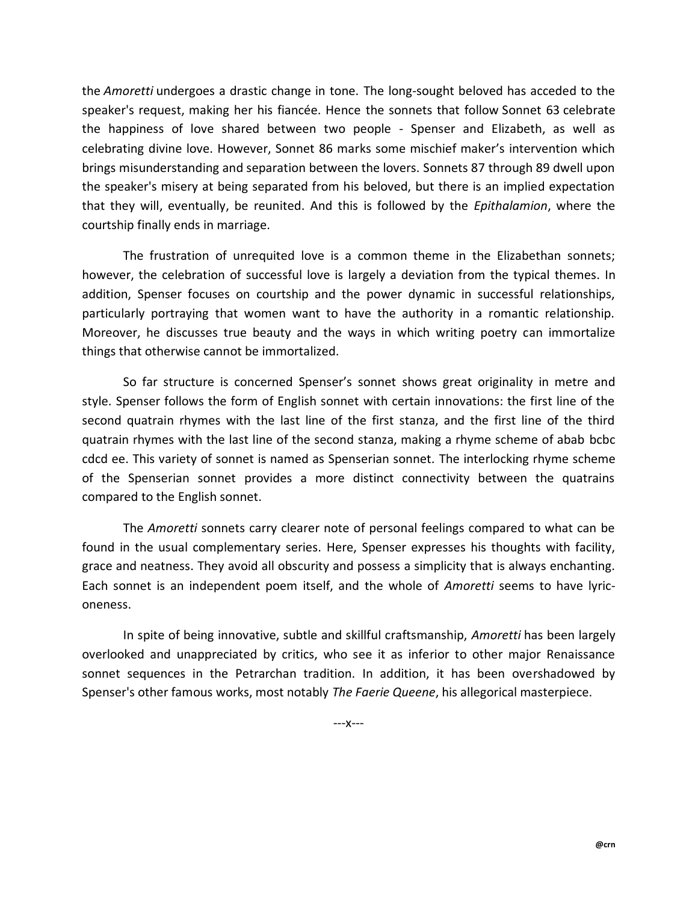the *Amoretti* undergoes a drastic change in tone. The long-sought beloved has acceded to the speaker's request, making her his fiancée. Hence the sonnets that follow Sonnet 63 celebrate the happiness of love shared between two people - Spenser and Elizabeth, as well as celebrating divine love. However, Sonnet 86 marks some mischief maker's intervention which brings misunderstanding and separation between the lovers. Sonnets 87 through 89 dwell upon the speaker's misery at being separated from his beloved, but there is an implied expectation that they will, eventually, be reunited. And this is followed by the *Epithalamion*, where the courtship finally ends in marriage.

The frustration of unrequited love is a common theme in the Elizabethan sonnets; however, the celebration of successful love is largely a deviation from the typical themes. In addition, Spenser focuses on courtship and the power dynamic in successful relationships, particularly portraying that women want to have the authority in a romantic relationship. Moreover, he discusses true beauty and the ways in which writing poetry can immortalize things that otherwise cannot be immortalized.

So far structure is concerned Spenser's sonnet shows great originality in metre and style. Spenser follows the form of English sonnet with certain innovations: the first line of the second quatrain rhymes with the last line of the first stanza, and the first line of the third quatrain rhymes with the last line of the second stanza, making a rhyme scheme of abab bcbc cdcd ee. This variety of sonnet is named as Spenserian sonnet. The interlocking rhyme scheme of the Spenserian sonnet provides a more distinct connectivity between the quatrains compared to the English sonnet.

The *Amoretti* sonnets carry clearer note of personal feelings compared to what can be found in the usual complementary series. Here, Spenser expresses his thoughts with facility, grace and neatness. They avoid all obscurity and possess a simplicity that is always enchanting. Each sonnet is an independent poem itself, and the whole of *Amoretti* seems to have lyric-oneness.

In spite of being innovative, subtle and skillful craftsmanship, *Amoretti* has been largely overlooked and unappreciated by critics, who see it as inferior to other major Renaissance sonnet sequences in the Petrarchan tradition. In addition, it has been overshadowed by Spenser's other famous works, most notably *The Faerie Queene*, his allegorical masterpiece.

---x---

@crn